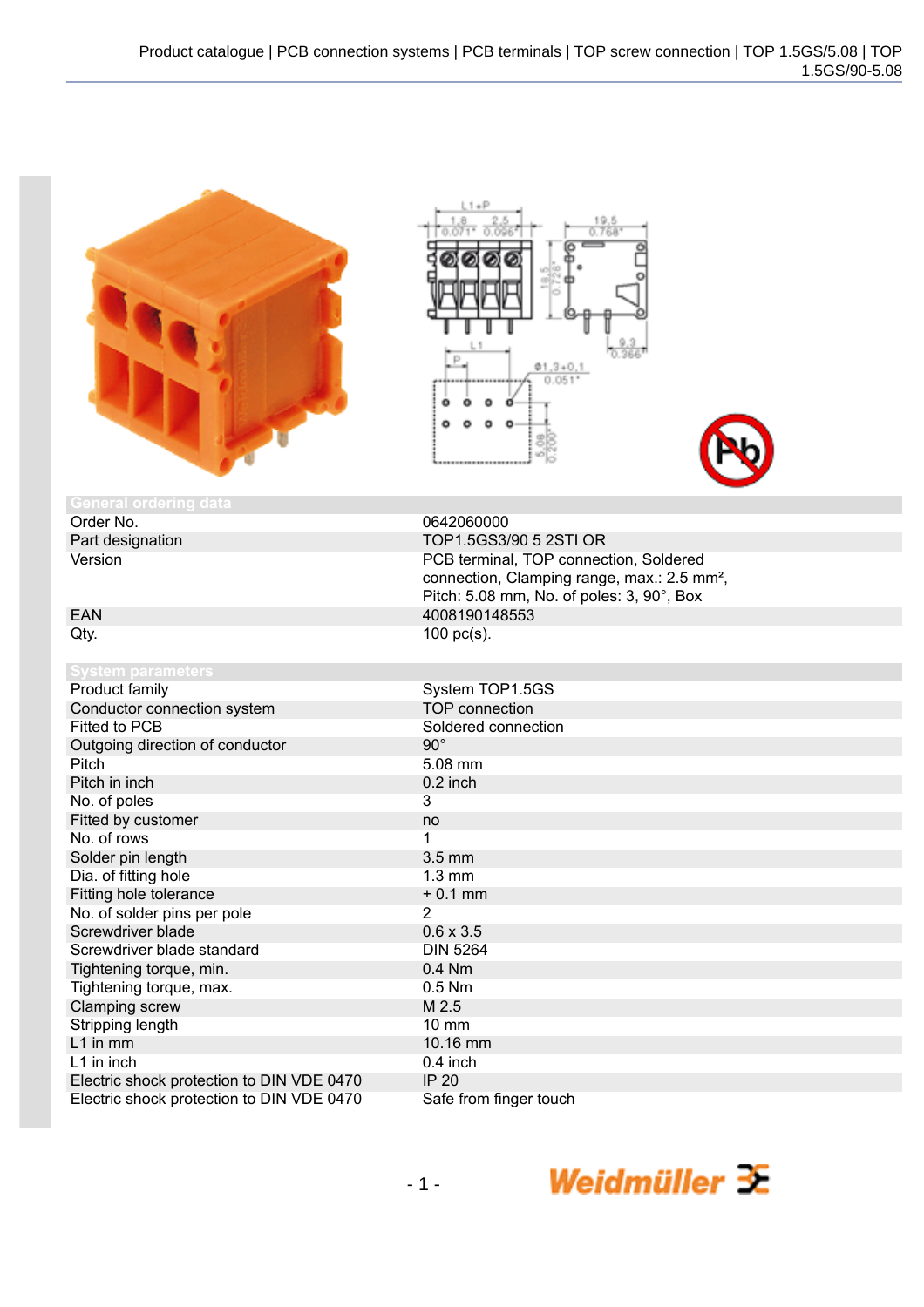## General ordering data

| | |
|---|---|
| Order No. | 0642060000 |
| Part designation | TOP1.5GS3/90 5 2STI OR |
| Version | PCB terminal, TOP connection, Soldered connection, Clamping range, max.: 2.5 mm², Pitch: 5.08 mm, No. of poles: 3, 90°, Box |
| EAN | 4008190148553 |
| Qty. | 100 pc(s). |

## System parameters

| | |
|---|---|
| Product family | System TOP1.5GS |
| Conductor connection system | TOP connection |
| Fitted to PCB | Soldered connection |
| Outgoing direction of conductor | 90° |
| Pitch | 5.08 mm |
| Pitch in inch | 0.2 inch |
| No. of poles | 3 |
| Fitted by customer | no |
| No. of rows | 1 |
| Solder pin length | 3.5 mm |
| Dia. of fitting hole | 1.3 mm |
| Fitting hole tolerance | + 0.1 mm |
| No. of solder pins per pole | 2 |
| Screwdriver blade | 0.6 x 3.5 |
| Screwdriver blade standard | DIN 5264 |
| Tightening torque, min. | 0.4 Nm |
| Tightening torque, max. | 0.5 Nm |
| Clamping screw | M 2.5 |
| Stripping length | 10 mm |
| L1 in mm | 10.16 mm |
| L1 in inch | 0.4 inch |
| Electric shock protection to DIN VDE 0470 | IP 20 |
| Electric shock protection to DIN VDE 0470 | Safe from finger touch |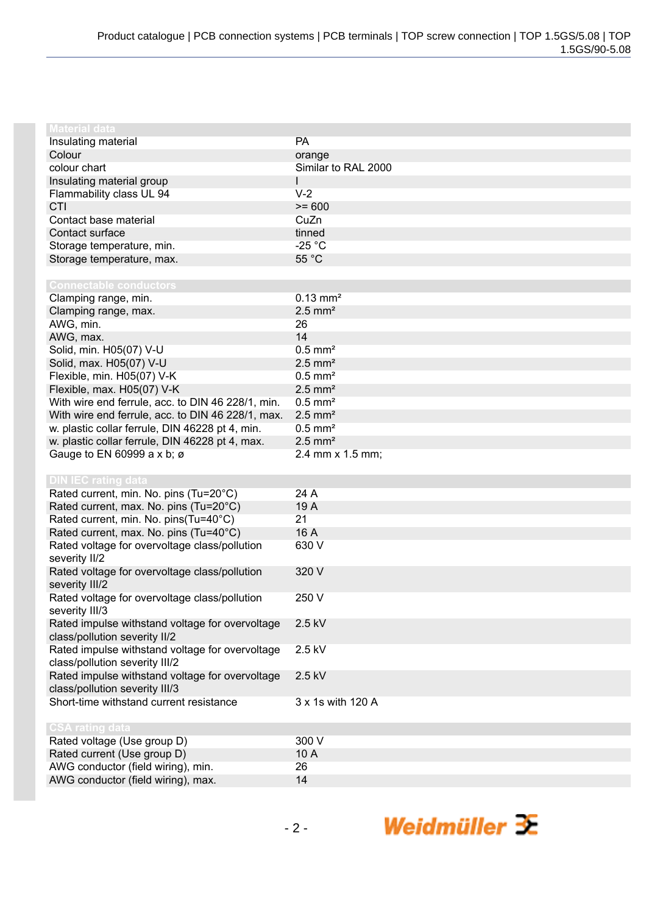## Material data

| | |
|---|---|
| Insulating material | PA |
| Colour | orange |
| colour chart | Similar to RAL 2000 |
| Insulating material group | I |
| Flammability class UL 94 | V-2 |
| CTI | >= 600 |
| Contact base material | CuZn |
| Contact surface | tinned |
| Storage temperature, min. | -25 °C |
| Storage temperature, max. | 55 °C |

## Connectable conductors

| | |
|---|---|
| Clamping range, min. | 0.13 mm² |
| Clamping range, max. | 2.5 mm² |
| AWG, min. | 26 |
| AWG, max. | 14 |
| Solid, min. H05(07) V-U | 0.5 mm² |
| Solid, max. H05(07) V-U | 2.5 mm² |
| Flexible, min. H05(07) V-K | 0.5 mm² |
| Flexible, max. H05(07) V-K | 2.5 mm² |
| With wire end ferrule, acc. to DIN 46 228/1, min. | 0.5 mm² |
| With wire end ferrule, acc. to DIN 46 228/1, max. | 2.5 mm² |
| w. plastic collar ferrule, DIN 46228 pt 4, min. | 0.5 mm² |
| w. plastic collar ferrule, DIN 46228 pt 4, max. | 2.5 mm² |
| Gauge to EN 60999 a x b; ø | 2.4 mm x 1.5 mm; |

## DIN IEC rating data

| | |
|---|---|
| Rated current, min. No. pins (Tu=20°C) | 24 A |
| Rated current, max. No. pins (Tu=20°C) | 19 A |
| Rated current, min. No. pins(Tu=40°C) | 21 |
| Rated current, max. No. pins (Tu=40°C) | 16 A |
| Rated voltage for overvoltage class/pollution severity II/2 | 630 V |
| Rated voltage for overvoltage class/pollution severity III/2 | 320 V |
| Rated voltage for overvoltage class/pollution severity III/3 | 250 V |
| Rated impulse withstand voltage for overvoltage class/pollution severity II/2 | 2.5 kV |
| Rated impulse withstand voltage for overvoltage class/pollution severity III/2 | 2.5 kV |
| Rated impulse withstand voltage for overvoltage class/pollution severity III/3 | 2.5 kV |
| Short-time withstand current resistance | 3 x 1s with 120 A |

## CSA rating data

| | |
|---|---|
| Rated voltage (Use group D) | 300 V |
| Rated current (Use group D) | 10 A |
| AWG conductor (field wiring), min. | 26 |
| AWG conductor (field wiring), max. | 14 |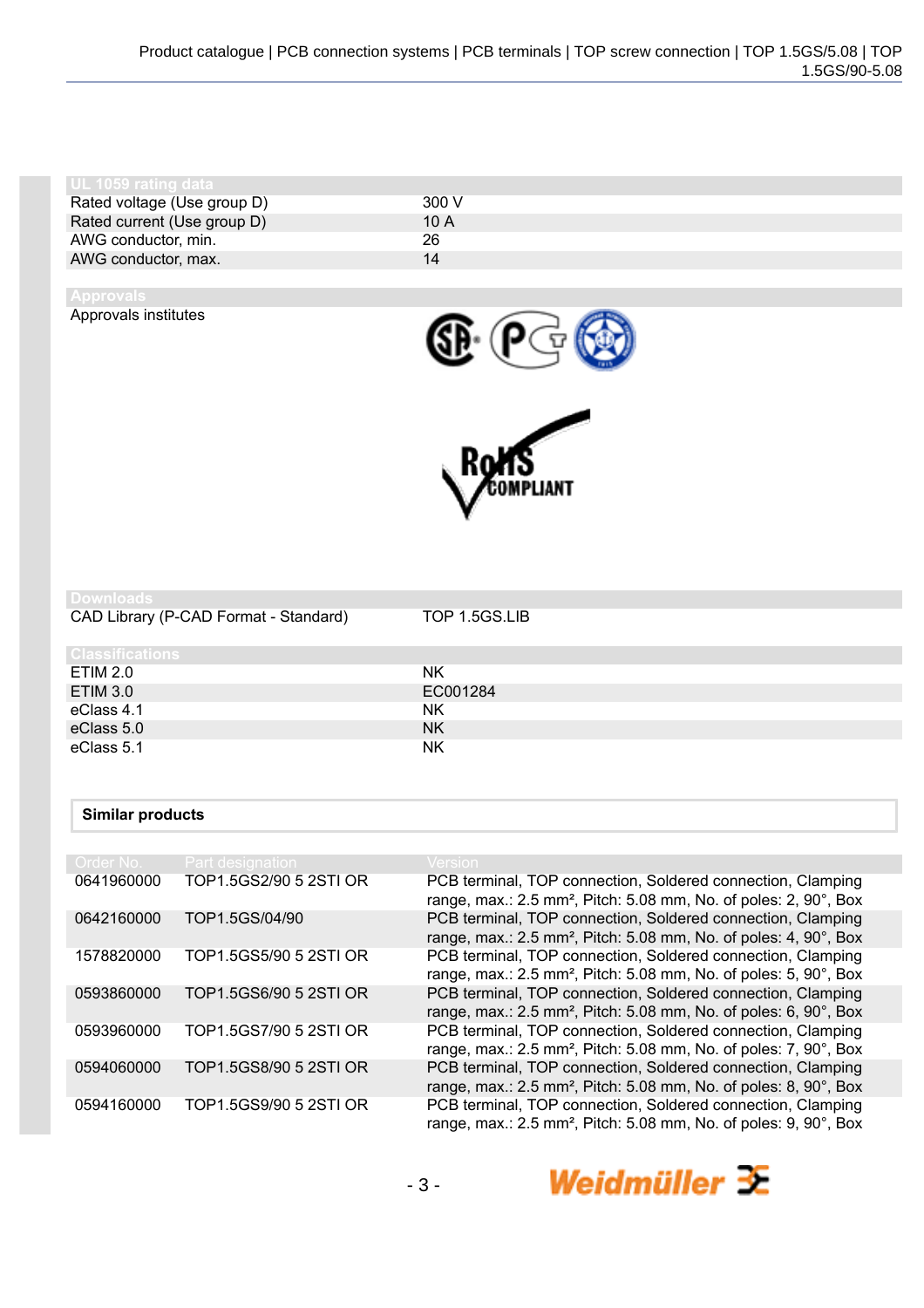## UL 1059 rating data

| | |
|---|---|
| Rated voltage (Use group D) | 300 V |
| Rated current (Use group D) | 10 A |
| AWG conductor, min. | 26 |
| AWG conductor, max. | 14 |

## Approvals

Approvals institutes

## Downloads

| | |
|---|---|
| CAD Library (P-CAD Format - Standard) | TOP 1.5GS.LIB |

## Classifications

| | |
|---|---|
| ETIM 2.0 | NK |
| ETIM 3.0 | EC001284 |
| eClass 4.1 | NK |
| eClass 5.0 | NK |
| eClass 5.1 | NK |

## Similar products

| Order No. | Part designation | Version |
|---|---|---|
| 0641960000 | TOP1.5GS2/90 5 2STI OR | PCB terminal, TOP connection, Soldered connection, Clamping range, max.: 2.5 mm², Pitch: 5.08 mm, No. of poles: 2, 90°, Box |
| 0642160000 | TOP1.5GS/04/90 | PCB terminal, TOP connection, Soldered connection, Clamping range, max.: 2.5 mm², Pitch: 5.08 mm, No. of poles: 4, 90°, Box |
| 1578820000 | TOP1.5GS5/90 5 2STI OR | PCB terminal, TOP connection, Soldered connection, Clamping range, max.: 2.5 mm², Pitch: 5.08 mm, No. of poles: 5, 90°, Box |
| 0593860000 | TOP1.5GS6/90 5 2STI OR | PCB terminal, TOP connection, Soldered connection, Clamping range, max.: 2.5 mm², Pitch: 5.08 mm, No. of poles: 6, 90°, Box |
| 0593960000 | TOP1.5GS7/90 5 2STI OR | PCB terminal, TOP connection, Soldered connection, Clamping range, max.: 2.5 mm², Pitch: 5.08 mm, No. of poles: 7, 90°, Box |
| 0594060000 | TOP1.5GS8/90 5 2STI OR | PCB terminal, TOP connection, Soldered connection, Clamping range, max.: 2.5 mm², Pitch: 5.08 mm, No. of poles: 8, 90°, Box |
| 0594160000 | TOP1.5GS9/90 5 2STI OR | PCB terminal, TOP connection, Soldered connection, Clamping range, max.: 2.5 mm², Pitch: 5.08 mm, No. of poles: 9, 90°, Box |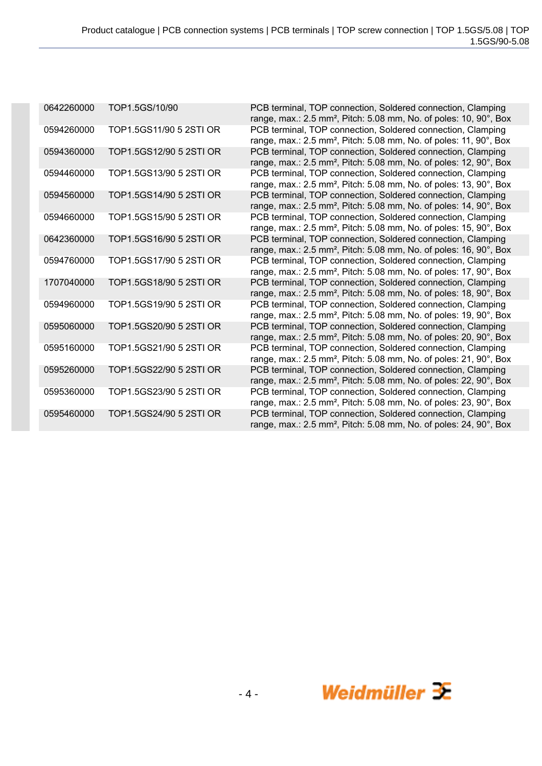| | | |
|---|---|---|
| 0642260000 | TOP1.5GS/10/90 | PCB terminal, TOP connection, Soldered connection, Clamping range, max.: 2.5 mm², Pitch: 5.08 mm, No. of poles: 10, 90°, Box |
| 0594260000 | TOP1.5GS11/90 5 2STI OR | PCB terminal, TOP connection, Soldered connection, Clamping range, max.: 2.5 mm², Pitch: 5.08 mm, No. of poles: 11, 90°, Box |
| 0594360000 | TOP1.5GS12/90 5 2STI OR | PCB terminal, TOP connection, Soldered connection, Clamping range, max.: 2.5 mm², Pitch: 5.08 mm, No. of poles: 12, 90°, Box |
| 0594460000 | TOP1.5GS13/90 5 2STI OR | PCB terminal, TOP connection, Soldered connection, Clamping range, max.: 2.5 mm², Pitch: 5.08 mm, No. of poles: 13, 90°, Box |
| 0594560000 | TOP1.5GS14/90 5 2STI OR | PCB terminal, TOP connection, Soldered connection, Clamping range, max.: 2.5 mm², Pitch: 5.08 mm, No. of poles: 14, 90°, Box |
| 0594660000 | TOP1.5GS15/90 5 2STI OR | PCB terminal, TOP connection, Soldered connection, Clamping range, max.: 2.5 mm², Pitch: 5.08 mm, No. of poles: 15, 90°, Box |
| 0642360000 | TOP1.5GS16/90 5 2STI OR | PCB terminal, TOP connection, Soldered connection, Clamping range, max.: 2.5 mm², Pitch: 5.08 mm, No. of poles: 16, 90°, Box |
| 0594760000 | TOP1.5GS17/90 5 2STI OR | PCB terminal, TOP connection, Soldered connection, Clamping range, max.: 2.5 mm², Pitch: 5.08 mm, No. of poles: 17, 90°, Box |
| 1707040000 | TOP1.5GS18/90 5 2STI OR | PCB terminal, TOP connection, Soldered connection, Clamping range, max.: 2.5 mm², Pitch: 5.08 mm, No. of poles: 18, 90°, Box |
| 0594960000 | TOP1.5GS19/90 5 2STI OR | PCB terminal, TOP connection, Soldered connection, Clamping range, max.: 2.5 mm², Pitch: 5.08 mm, No. of poles: 19, 90°, Box |
| 0595060000 | TOP1.5GS20/90 5 2STI OR | PCB terminal, TOP connection, Soldered connection, Clamping range, max.: 2.5 mm², Pitch: 5.08 mm, No. of poles: 20, 90°, Box |
| 0595160000 | TOP1.5GS21/90 5 2STI OR | PCB terminal, TOP connection, Soldered connection, Clamping range, max.: 2.5 mm², Pitch: 5.08 mm, No. of poles: 21, 90°, Box |
| 0595260000 | TOP1.5GS22/90 5 2STI OR | PCB terminal, TOP connection, Soldered connection, Clamping range, max.: 2.5 mm², Pitch: 5.08 mm, No. of poles: 22, 90°, Box |
| 0595360000 | TOP1.5GS23/90 5 2STI OR | PCB terminal, TOP connection, Soldered connection, Clamping range, max.: 2.5 mm², Pitch: 5.08 mm, No. of poles: 23, 90°, Box |
| 0595460000 | TOP1.5GS24/90 5 2STI OR | PCB terminal, TOP connection, Soldered connection, Clamping range, max.: 2.5 mm², Pitch: 5.08 mm, No. of poles: 24, 90°, Box |